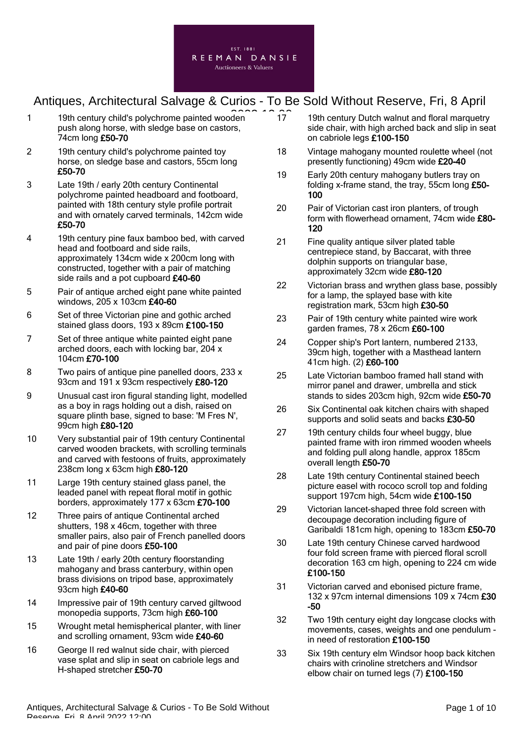EST. 1881

REEMAN DANSIE

Auctioneers & Valuers

# Antiques, Architectural Salvage & Curios - To Be Sold Without Reserve, Fri, 8 April 2022 12:00

1 19th century child's polychrome painted wooden push along horse, with sledge base on castors, 74cm long **£50-70**

2 19th century child's polychrome painted toy horse, on sledge base and castors, 55cm long **£50-70**

3 Late 19th / early 20th century Continental polychrome painted headboard and footboard, painted with 18th century style profile portrait and with ornately carved terminals, 142cm wide **£50-70**

4 19th century pine faux bamboo bed, with carved head and footboard and side rails, approximately 134cm wide x 200cm long with constructed, together with a pair of matching side rails and a pot cupboard **£40-60**

5 Pair of antique arched eight pane white painted windows, 205 x 103cm **£40-60**

6 Set of three Victorian pine and gothic arched stained glass doors, 193 x 89cm **£100-150**

7 Set of three antique white painted eight pane arched doors, each with locking bar, 204 x 104cm **£70-100**

8 Two pairs of antique pine panelled doors, 233 x 93cm and 191 x 93cm respectively **£80-120**

9 Unusual cast iron figural standing light, modelled as a boy in rags holding out a dish, raised on square plinth base, signed to base: 'M Fres N', 99cm high **£80-120**

10 Very substantial pair of 19th century Continental carved wooden brackets, with scrolling terminals and carved with festoons of fruits, approximately 238cm long x 63cm high **£80-120**

11 Large 19th century stained glass panel, the leaded panel with repeat floral motif in gothic borders, approximately 177 x 63cm **£70-100**

12 Three pairs of antique Continental arched shutters, 198 x 46cm, together with three smaller pairs, also pair of French panelled doors and pair of pine doors **£50-100**

13 Late 19th / early 20th century floorstanding mahogany and brass canterbury, within open brass divisions on tripod base, approximately 93cm high **£40-60**

14 Impressive pair of 19th century carved giltwood monopedia supports, 73cm high **£60-100**

15 Wrought metal hemispherical planter, with liner and scrolling ornament, 93cm wide **£40-60**

16 George II red walnut side chair, with pierced vase splat and slip in seat on cabriole legs and H-shaped stretcher **£50-70**

17 19th century Dutch walnut and floral marquetry side chair, with high arched back and slip in seat on cabriole legs **£100-150**

18 Vintage mahogany mounted roulette wheel (not presently functioning) 49cm wide **£20-40**

19 Early 20th century mahogany butlers tray on folding x-frame stand, the tray, 55cm long **£50-100**

20 Pair of Victorian cast iron planters, of trough form with flowerhead ornament, 74cm wide **£80-120**

21 Fine quality antique silver plated table centrepiece stand, by Baccarat, with three dolphin supports on triangular base, approximately 32cm wide **£80-120**

22 Victorian brass and wrythen glass base, possibly for a lamp, the splayed base with kite registration mark, 53cm high **£30-50**

23 Pair of 19th century white painted wire work garden frames, 78 x 26cm **£60-100**

24 Copper ship's Port lantern, numbered 2133, 39cm high, together with a Masthead lantern 41cm high. (2) **£60-100**

25 Late Victorian bamboo framed hall stand with mirror panel and drawer, umbrella and stick stands to sides 203cm high, 92cm wide **£50-70**

26 Six Continental oak kitchen chairs with shaped supports and solid seats and backs **£30-50**

27 19th century childs four wheel buggy, blue painted frame with iron rimmed wooden wheels and folding pull along handle, approx 185cm overall length **£50-70**

28 Late 19th century Continental stained beech picture easel with rococo scroll top and folding support 197cm high, 54cm wide **£100-150**

29 Victorian lancet-shaped three fold screen with decoupage decoration including figure of Garibaldi 181cm high, opening to 183cm **£50-70**

30 Late 19th century Chinese carved hardwood four fold screen frame with pierced floral scroll decoration 163 cm high, opening to 224 cm wide **£100-150**

31 Victorian carved and ebonised picture frame, 132 x 97cm internal dimensions 109 x 74cm **£30-50**

32 Two 19th century eight day longcase clocks with movements, cases, weights and one pendulum - in need of restoration **£100-150**

33 Six 19th century elm Windsor hoop back kitchen chairs with crinoline stretchers and Windsor elbow chair on turned legs (7) **£100-150**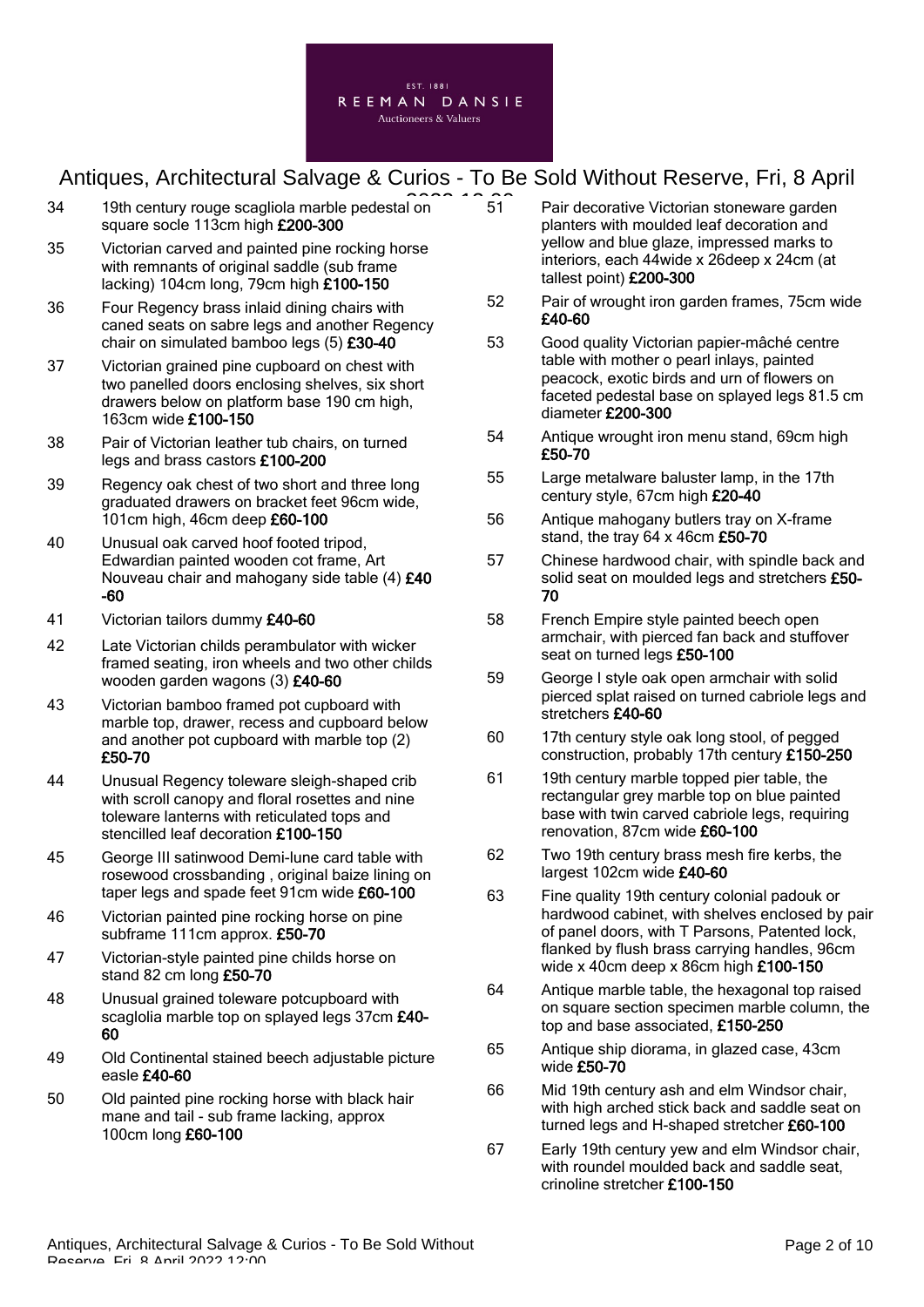34 19th century rouge scagliola marble pedestal on square socle 113cm high **£200-300**

35 Victorian carved and painted pine rocking horse with remnants of original saddle (sub frame lacking) 104cm long, 79cm high **£100-150**

36 Four Regency brass inlaid dining chairs with caned seats on sabre legs and another Regency chair on simulated bamboo legs (5) **£30-40**

37 Victorian grained pine cupboard on chest with two panelled doors enclosing shelves, six short drawers below on platform base 190 cm high, 163cm wide **£100-150**

38 Pair of Victorian leather tub chairs, on turned legs and brass castors **£100-200**

39 Regency oak chest of two short and three long graduated drawers on bracket feet 96cm wide, 101cm high, 46cm deep **£60-100**

40 Unusual oak carved hoof footed tripod, Edwardian painted wooden cot frame, Art Nouveau chair and mahogany side table (4) **£40-60**

41 Victorian tailors dummy **£40-60**

42 Late Victorian childs perambulator with wicker framed seating, iron wheels and two other childs wooden garden wagons (3) **£40-60**

43 Victorian bamboo framed pot cupboard with marble top, drawer, recess and cupboard below and another pot cupboard with marble top (2) **£50-70**

44 Unusual Regency toleware sleigh-shaped crib with scroll canopy and floral rosettes and nine toleware lanterns with reticulated tops and stencilled leaf decoration **£100-150**

45 George III satinwood Demi-lune card table with rosewood crossbanding , original baize lining on taper legs and spade feet 91cm wide **£60-100**

46 Victorian painted pine rocking horse on pine subframe 111cm approx. **£50-70**

47 Victorian-style painted pine childs horse on stand 82 cm long **£50-70**

48 Unusual grained toleware potcupboard with scaglolia marble top on splayed legs 37cm **£40-60**

49 Old Continental stained beech adjustable picture easle **£40-60**

50 Old painted pine rocking horse with black hair mane and tail - sub frame lacking, approx 100cm long **£60-100**

51 Pair decorative Victorian stoneware garden planters with moulded leaf decoration and yellow and blue glaze, impressed marks to interiors, each 44wide x 26deep x 24cm (at tallest point) **£200-300**

52 Pair of wrought iron garden frames, 75cm wide **£40-60**

53 Good quality Victorian papier-mâché centre table with mother o pearl inlays, painted peacock, exotic birds and urn of flowers on faceted pedestal base on splayed legs 81.5 cm diameter **£200-300**

54 Antique wrought iron menu stand, 69cm high **£50-70**

55 Large metalware baluster lamp, in the 17th century style, 67cm high **£20-40**

56 Antique mahogany butlers tray on X-frame stand, the tray 64 x 46cm **£50-70**

57 Chinese hardwood chair, with spindle back and solid seat on moulded legs and stretchers **£50-70**

58 French Empire style painted beech open armchair, with pierced fan back and stuffover seat on turned legs **£50-100**

59 George I style oak open armchair with solid pierced splat raised on turned cabriole legs and stretchers **£40-60**

60 17th century style oak long stool, of pegged construction, probably 17th century **£150-250**

61 19th century marble topped pier table, the rectangular grey marble top on blue painted base with twin carved cabriole legs, requiring renovation, 87cm wide **£60-100**

62 Two 19th century brass mesh fire kerbs, the largest 102cm wide **£40-60**

63 Fine quality 19th century colonial padouk or hardwood cabinet, with shelves enclosed by pair of panel doors, with T Parsons, Patented lock, flanked by flush brass carrying handles, 96cm wide x 40cm deep x 86cm high **£100-150**

64 Antique marble table, the hexagonal top raised on square section specimen marble column, the top and base associated, **£150-250**

65 Antique ship diorama, in glazed case, 43cm wide **£50-70**

66 Mid 19th century ash and elm Windsor chair, with high arched stick back and saddle seat on turned legs and H-shaped stretcher **£60-100**

67 Early 19th century yew and elm Windsor chair, with roundel moulded back and saddle seat, crinoline stretcher **£100-150**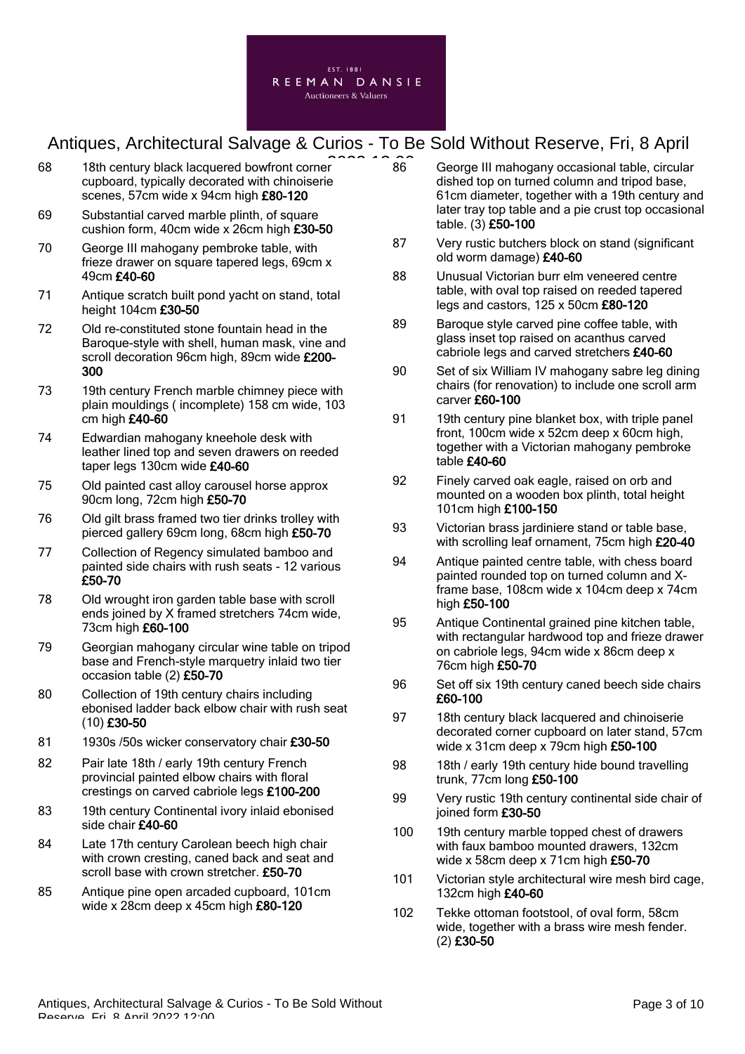EST. 1881
REEMAN DANSIE
Auctioneers & Valuers

# Antiques, Architectural Salvage & Curios - To Be Sold Without Reserve, Fri, 8 April 2022 12:00

68 18th century black lacquered bowfront corner cupboard, typically decorated with chinoiserie scenes, 57cm wide x 94cm high **£80-120**

69 Substantial carved marble plinth, of square cushion form, 40cm wide x 26cm high **£30-50**

70 George III mahogany pembroke table, with frieze drawer on square tapered legs, 69cm x 49cm **£40-60**

71 Antique scratch built pond yacht on stand, total height 104cm **£30-50**

72 Old re-constituted stone fountain head in the Baroque-style with shell, human mask, vine and scroll decoration 96cm high, 89cm wide **£200-300**

73 19th century French marble chimney piece with plain mouldings ( incomplete) 158 cm wide, 103 cm high **£40-60**

74 Edwardian mahogany kneehole desk with leather lined top and seven drawers on reeded taper legs 130cm wide **£40-60**

75 Old painted cast alloy carousel horse approx 90cm long, 72cm high **£50-70**

76 Old gilt brass framed two tier drinks trolley with pierced gallery 69cm long, 68cm high **£50-70**

77 Collection of Regency simulated bamboo and painted side chairs with rush seats - 12 various **£50-70**

78 Old wrought iron garden table base with scroll ends joined by X framed stretchers 74cm wide, 73cm high **£60-100**

79 Georgian mahogany circular wine table on tripod base and French-style marquetry inlaid two tier occasion table (2) **£50-70**

80 Collection of 19th century chairs including ebonised ladder back elbow chair with rush seat (10) **£30-50**

81 1930s /50s wicker conservatory chair **£30-50**

82 Pair late 18th / early 19th century French provincial painted elbow chairs with floral crestings on carved cabriole legs **£100-200**

83 19th century Continental ivory inlaid ebonised side chair **£40-60**

84 Late 17th century Carolean beech high chair with crown cresting, caned back and seat and scroll base with crown stretcher. **£50-70**

85 Antique pine open arcaded cupboard, 101cm wide x 28cm deep x 45cm high **£80-120**

86 George III mahogany occasional table, circular dished top on turned column and tripod base, 61cm diameter, together with a 19th century and later tray top table and a pie crust top occasional table. (3) **£50-100**

87 Very rustic butchers block on stand (significant old worm damage) **£40-60**

88 Unusual Victorian burr elm veneered centre table, with oval top raised on reeded tapered legs and castors, 125 x 50cm **£80-120**

89 Baroque style carved pine coffee table, with glass inset top raised on acanthus carved cabriole legs and carved stretchers **£40-60**

90 Set of six William IV mahogany sabre leg dining chairs (for renovation) to include one scroll arm carver **£60-100**

91 19th century pine blanket box, with triple panel front, 100cm wide x 52cm deep x 60cm high, together with a Victorian mahogany pembroke table **£40-60**

92 Finely carved oak eagle, raised on orb and mounted on a wooden box plinth, total height 101cm high **£100-150**

93 Victorian brass jardiniere stand or table base, with scrolling leaf ornament, 75cm high **£20-40**

94 Antique painted centre table, with chess board painted rounded top on turned column and X-frame base, 108cm wide x 104cm deep x 74cm high **£50-100**

95 Antique Continental grained pine kitchen table, with rectangular hardwood top and frieze drawer on cabriole legs, 94cm wide x 86cm deep x 76cm high **£50-70**

96 Set off six 19th century caned beech side chairs **£60-100**

97 18th century black lacquered and chinoiserie decorated corner cupboard on later stand, 57cm wide x 31cm deep x 79cm high **£50-100**

98 18th / early 19th century hide bound travelling trunk, 77cm long **£50-100**

99 Very rustic 19th century continental side chair of joined form **£30-50**

100 19th century marble topped chest of drawers with faux bamboo mounted drawers, 132cm wide x 58cm deep x 71cm high **£50-70**

101 Victorian style architectural wire mesh bird cage, 132cm high **£40-60**

102 Tekke ottoman footstool, of oval form, 58cm wide, together with a brass wire mesh fender. (2) **£30-50**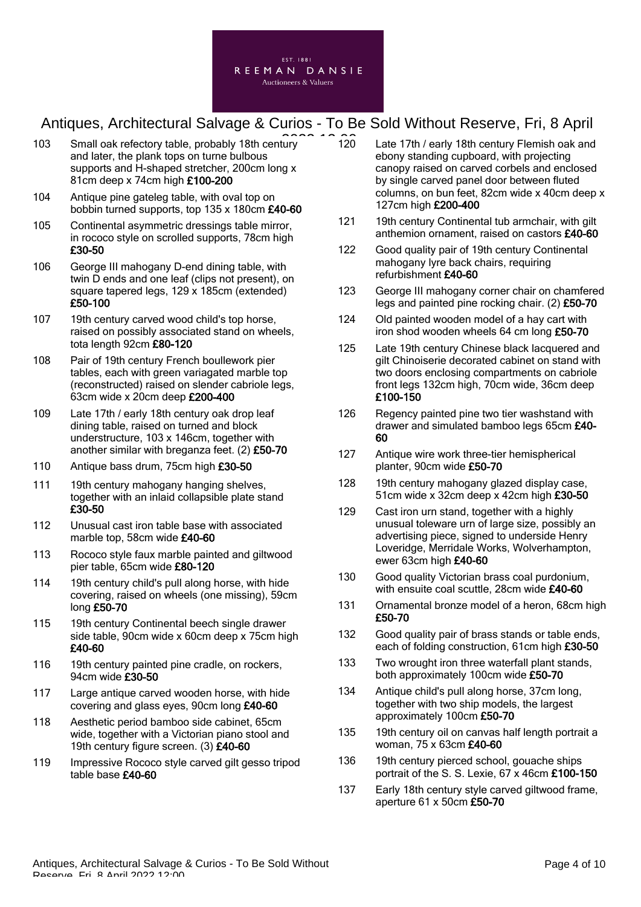REEMAN DANSIE

EST. 1881

Auctioneers & Valuers

# Antiques, Architectural Salvage & Curios - To Be Sold Without Reserve, Fri, 8 April 2022 12:00

103 Small oak refectory table, probably 18th century and later, the plank tops on turne bulbous supports and H-shaped stretcher, 200cm long x 81cm deep x 74cm high **£100-200**

104 Antique pine gateleg table, with oval top on bobbin turned supports, top 135 x 180cm **£40-60**

105 Continental asymmetric dressings table mirror, in rococo style on scrolled supports, 78cm high **£30-50**

106 George III mahogany D-end dining table, with twin D ends and one leaf (clips not present), on square tapered legs, 129 x 185cm (extended) **£50-100**

107 19th century carved wood child's top horse, raised on possibly associated stand on wheels, tota length 92cm **£80-120**

108 Pair of 19th century French boullework pier tables, each with green variagated marble top (reconstructed) raised on slender cabriole legs, 63cm wide x 20cm deep **£200-400**

109 Late 17th / early 18th century oak drop leaf dining table, raised on turned and block understructure, 103 x 146cm, together with another similar with breganza feet. (2) **£50-70**

110 Antique bass drum, 75cm high **£30-50**

111 19th century mahogany hanging shelves, together with an inlaid collapsible plate stand **£30-50**

112 Unusual cast iron table base with associated marble top, 58cm wide **£40-60**

113 Rococo style faux marble painted and giltwood pier table, 65cm wide **£80-120**

114 19th century child's pull along horse, with hide covering, raised on wheels (one missing), 59cm long **£50-70**

115 19th century Continental beech single drawer side table, 90cm wide x 60cm deep x 75cm high **£40-60**

116 19th century painted pine cradle, on rockers, 94cm wide **£30-50**

117 Large antique carved wooden horse, with hide covering and glass eyes, 90cm long **£40-60**

118 Aesthetic period bamboo side cabinet, 65cm wide, together with a Victorian piano stool and 19th century figure screen. (3) **£40-60**

119 Impressive Rococo style carved gilt gesso tripod table base **£40-60**

120 Late 17th / early 18th century Flemish oak and ebony standing cupboard, with projecting canopy raised on carved corbels and enclosed by single carved panel door between fluted columns, on bun feet, 82cm wide x 40cm deep x 127cm high **£200-400**

121 19th century Continental tub armchair, with gilt anthemion ornament, raised on castors **£40-60**

122 Good quality pair of 19th century Continental mahogany lyre back chairs, requiring refurbishment **£40-60**

123 George III mahogany corner chair on chamfered legs and painted pine rocking chair. (2) **£50-70**

124 Old painted wooden model of a hay cart with iron shod wooden wheels 64 cm long **£50-70**

125 Late 19th century Chinese black lacquered and gilt Chinoiserie decorated cabinet on stand with two doors enclosing compartments on cabriole front legs 132cm high, 70cm wide, 36cm deep **£100-150**

126 Regency painted pine two tier washstand with drawer and simulated bamboo legs 65cm **£40-60**

127 Antique wire work three-tier hemispherical planter, 90cm wide **£50-70**

128 19th century mahogany glazed display case, 51cm wide x 32cm deep x 42cm high **£30-50**

129 Cast iron urn stand, together with a highly unusual toleware urn of large size, possibly an advertising piece, signed to underside Henry Loveridge, Merridale Works, Wolverhampton, ewer 63cm high **£40-60**

130 Good quality Victorian brass coal purdonium, with ensuite coal scuttle, 28cm wide **£40-60**

131 Ornamental bronze model of a heron, 68cm high **£50-70**

132 Good quality pair of brass stands or table ends, each of folding construction, 61cm high **£30-50**

133 Two wrought iron three waterfall plant stands, both approximately 100cm wide **£50-70**

134 Antique child's pull along horse, 37cm long, together with two ship models, the largest approximately 100cm **£50-70**

135 19th century oil on canvas half length portrait a woman, 75 x 63cm **£40-60**

136 19th century pierced school, gouache ships portrait of the S. S. Lexie, 67 x 46cm **£100-150**

137 Early 18th century style carved giltwood frame, aperture 61 x 50cm **£50-70**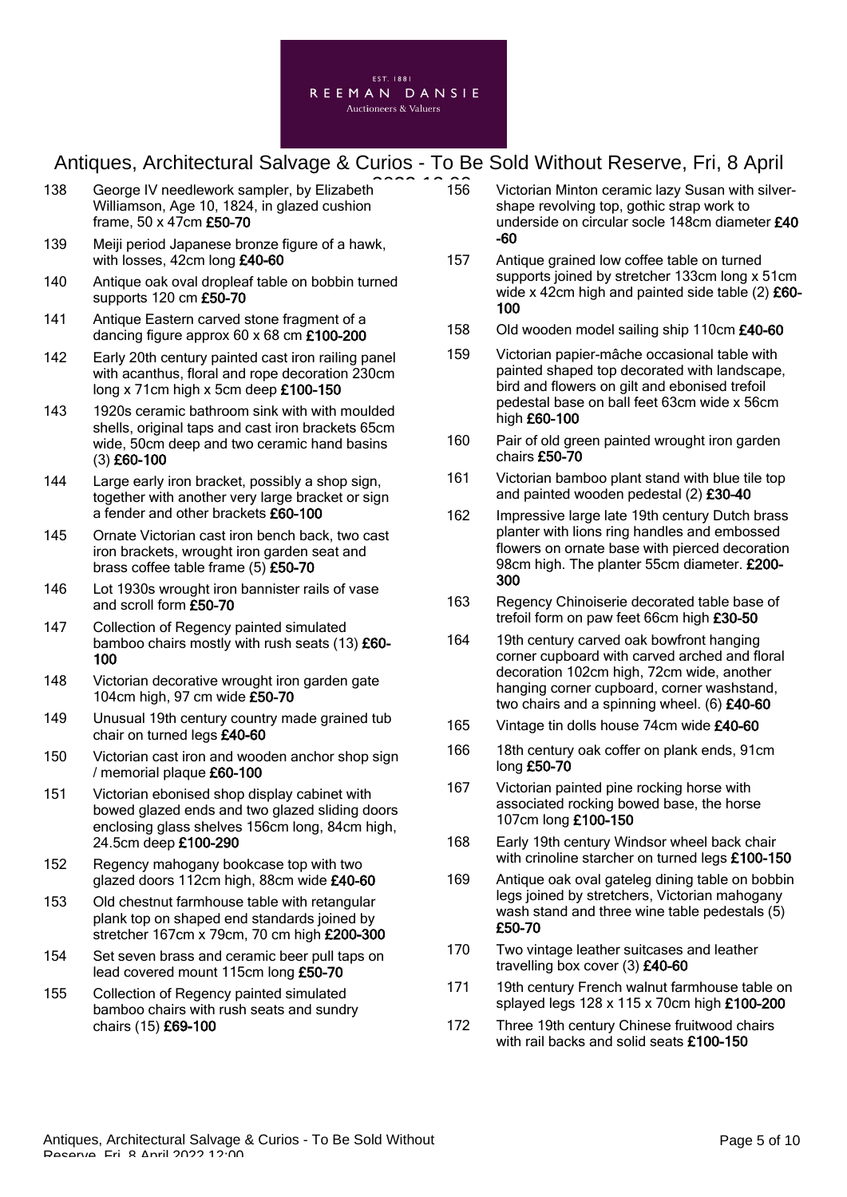138 George IV needlework sampler, by Elizabeth Williamson, Age 10, 1824, in glazed cushion frame, 50 x 47cm **£50-70**

139 Meiji period Japanese bronze figure of a hawk, with losses, 42cm long **£40-60**

140 Antique oak oval dropleaf table on bobbin turned supports 120 cm **£50-70**

141 Antique Eastern carved stone fragment of a dancing figure approx 60 x 68 cm **£100-200**

142 Early 20th century painted cast iron railing panel with acanthus, floral and rope decoration 230cm long x 71cm high x 5cm deep **£100-150**

143 1920s ceramic bathroom sink with with moulded shells, original taps and cast iron brackets 65cm wide, 50cm deep and two ceramic hand basins (3) **£60-100**

144 Large early iron bracket, possibly a shop sign, together with another very large bracket or sign a fender and other brackets **£60-100**

145 Ornate Victorian cast iron bench back, two cast iron brackets, wrought iron garden seat and brass coffee table frame (5) **£50-70**

146 Lot 1930s wrought iron bannister rails of vase and scroll form **£50-70**

147 Collection of Regency painted simulated bamboo chairs mostly with rush seats (13) **£60-100**

148 Victorian decorative wrought iron garden gate 104cm high, 97 cm wide **£50-70**

149 Unusual 19th century country made grained tub chair on turned legs **£40-60**

150 Victorian cast iron and wooden anchor shop sign / memorial plaque **£60-100**

151 Victorian ebonised shop display cabinet with bowed glazed ends and two glazed sliding doors enclosing glass shelves 156cm long, 84cm high, 24.5cm deep **£100-290**

152 Regency mahogany bookcase top with two glazed doors 112cm high, 88cm wide **£40-60**

153 Old chestnut farmhouse table with retangular plank top on shaped end standards joined by stretcher 167cm x 79cm, 70 cm high **£200-300**

154 Set seven brass and ceramic beer pull taps on lead covered mount 115cm long **£50-70**

155 Collection of Regency painted simulated bamboo chairs with rush seats and sundry chairs (15) **£69-100**

156 Victorian Minton ceramic lazy Susan with silver-shape revolving top, gothic strap work to underside on circular socle 148cm diameter **£40-60**

157 Antique grained low coffee table on turned supports joined by stretcher 133cm long x 51cm wide x 42cm high and painted side table (2) **£60-100**

158 Old wooden model sailing ship 110cm **£40-60**

159 Victorian papier-mâche occasional table with painted shaped top decorated with landscape, bird and flowers on gilt and ebonised trefoil pedestal base on ball feet 63cm wide x 56cm high **£60-100**

160 Pair of old green painted wrought iron garden chairs **£50-70**

161 Victorian bamboo plant stand with blue tile top and painted wooden pedestal (2) **£30-40**

162 Impressive large late 19th century Dutch brass planter with lions ring handles and embossed flowers on ornate base with pierced decoration 98cm high. The planter 55cm diameter. **£200-300**

163 Regency Chinoiserie decorated table base of trefoil form on paw feet 66cm high **£30-50**

164 19th century carved oak bowfront hanging corner cupboard with carved arched and floral decoration 102cm high, 72cm wide, another hanging corner cupboard, corner washstand, two chairs and a spinning wheel. (6) **£40-60**

165 Vintage tin dolls house 74cm wide **£40-60**

166 18th century oak coffer on plank ends, 91cm long **£50-70**

167 Victorian painted pine rocking horse with associated rocking bowed base, the horse 107cm long **£100-150**

168 Early 19th century Windsor wheel back chair with crinoline starcher on turned legs **£100-150**

169 Antique oak oval gateleg dining table on bobbin legs joined by stretchers, Victorian mahogany wash stand and three wine table pedestals (5) **£50-70**

170 Two vintage leather suitcases and leather travelling box cover (3) **£40-60**

171 19th century French walnut farmhouse table on splayed legs 128 x 115 x 70cm high **£100-200**

172 Three 19th century Chinese fruitwood chairs with rail backs and solid seats **£100-150**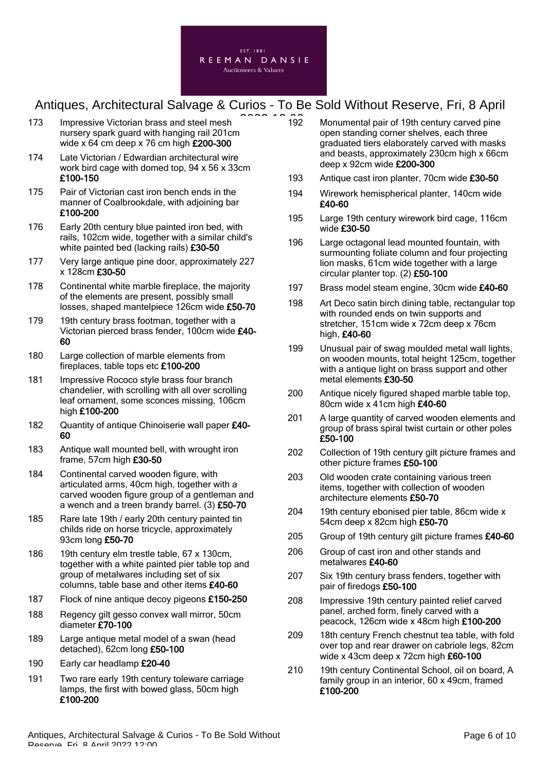173 Impressive Victorian brass and steel mesh nursery spark guard with hanging rail 201cm wide x 64 cm deep x 76 cm high **£200-300**

174 Late Victorian / Edwardian architectural wire work bird cage with domed top, 94 x 56 x 33cm **£100-150**

175 Pair of Victorian cast iron bench ends in the manner of Coalbrookdale, with adjoining bar **£100-200**

176 Early 20th century blue painted iron bed, with rails, 102cm wide, together with a similar child's white painted bed (lacking rails) **£30-50**

177 Very large antique pine door, approximately 227 x 128cm **£30-50**

178 Continental white marble fireplace, the majority of the elements are present, possibly small losses, shaped mantelpiece 126cm wide **£50-70**

179 19th century brass footman, together with a Victorian pierced brass fender, 100cm wide **£40-60**

180 Large collection of marble elements from fireplaces, table tops etc **£100-200**

181 Impressive Rococo style brass four branch chandelier, with scrolling with all over scrolling leaf ornament, some sconces missing, 106cm high **£100-200**

182 Quantity of antique Chinoiserie wall paper **£40-60**

183 Antique wall mounted bell, with wrought iron frame, 57cm high **£30-50**

184 Continental carved wooden figure, with articulated arms, 40cm high, together with a carved wooden figure group of a gentleman and a wench and a treen brandy barrel. (3) **£50-70**

185 Rare late 19th / early 20th century painted tin childs ride on horse tricycle, approximately 93cm long **£50-70**

186 19th century elm trestle table, 67 x 130cm, together with a white painted pier table top and group of metalwares including set of six columns, table base and other items **£40-60**

187 Flock of nine antique decoy pigeons **£150-250**

188 Regency gilt gesso convex wall mirror, 50cm diameter **£70-100**

189 Large antique metal model of a swan (head detached), 62cm long **£50-100**

190 Early car headlamp **£20-40**

191 Two rare early 19th century toleware carriage lamps, the first with bowed glass, 50cm high **£100-200**

192 Monumental pair of 19th century carved pine open standing corner shelves, each three graduated tiers elaborately carved with masks and beasts, approximately 230cm high x 66cm deep x 92cm wide **£200-300**

193 Antique cast iron planter, 70cm wide **£30-50**

194 Wirework hemispherical planter, 140cm wide **£40-60**

195 Large 19th century wirework bird cage, 116cm wide **£30-50**

196 Large octagonal lead mounted fountain, with surmounting foliate column and four projecting lion masks, 61cm wide together with a large circular planter top. (2) **£50-100**

197 Brass model steam engine, 30cm wide **£40-60**

198 Art Deco satin birch dining table, rectangular top with rounded ends on twin supports and stretcher, 151cm wide x 72cm deep x 76cm high, **£40-60**

199 Unusual pair of swag moulded metal wall lights, on wooden mounts, total height 125cm, together with a antique light on brass support and other metal elements **£30-50**

200 Antique nicely figured shaped marble table top, 80cm wide x 41cm high **£40-60**

201 A large quantity of carved wooden elements and group of brass spiral twist curtain or other poles **£50-100**

202 Collection of 19th century gilt picture frames and other picture frames **£50-100**

203 Old wooden crate containing various treen items, together with collection of wooden architecture elements **£50-70**

204 19th century ebonised pier table, 86cm wide x 54cm deep x 82cm high **£50-70**

205 Group of 19th century gilt picture frames **£40-60**

206 Group of cast iron and other stands and metalwares **£40-60**

207 Six 19th century brass fenders, together with pair of firedogs **£50-100**

208 Impressive 19th century painted relief carved panel, arched form, finely carved with a peacock, 126cm wide x 48cm high **£100-200**

209 18th century French chestnut tea table, with fold over top and rear drawer on cabriole legs, 82cm wide x 43cm deep x 72cm high **£60-100**

210 19th century Continental School, oil on board, A family group in an interior, 60 x 49cm, framed **£100-200**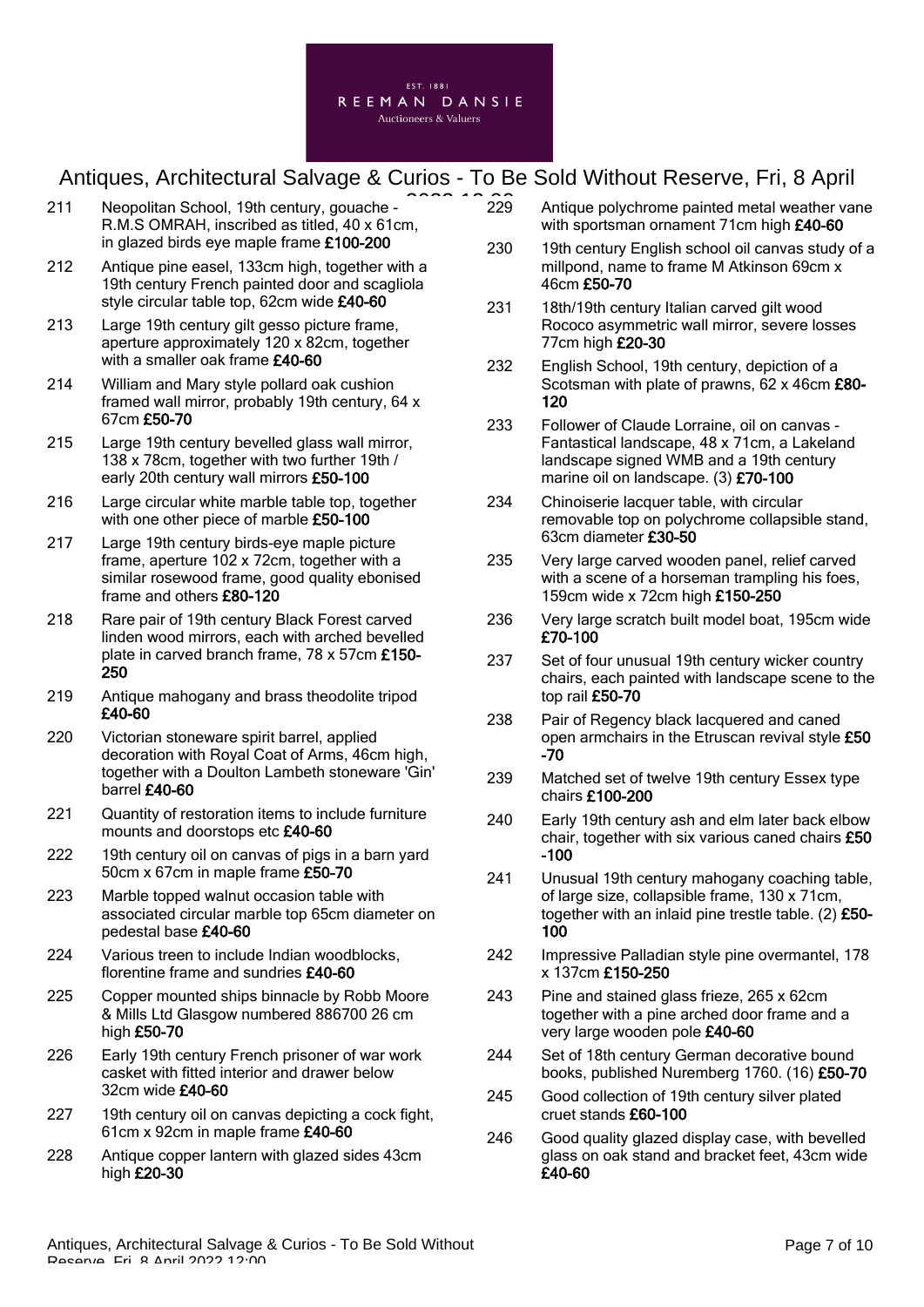Antiques, Architectural Salvage & Curios - To Be Sold Without Reserve, Fri, 8 April 2022 12:00

211 Neopolitan School, 19th century, gouache - R.M.S OMRAH, inscribed as titled, 40 x 61cm, in glazed birds eye maple frame **£100-200**

212 Antique pine easel, 133cm high, together with a 19th century French painted door and scagliola style circular table top, 62cm wide **£40-60**

213 Large 19th century gilt gesso picture frame, aperture approximately 120 x 82cm, together with a smaller oak frame **£40-60**

214 William and Mary style pollard oak cushion framed wall mirror, probably 19th century, 64 x 67cm **£50-70**

215 Large 19th century bevelled glass wall mirror, 138 x 78cm, together with two further 19th / early 20th century wall mirrors **£50-100**

216 Large circular white marble table top, together with one other piece of marble **£50-100**

217 Large 19th century birds-eye maple picture frame, aperture 102 x 72cm, together with a similar rosewood frame, good quality ebonised frame and others **£80-120**

218 Rare pair of 19th century Black Forest carved linden wood mirrors, each with arched bevelled plate in carved branch frame, 78 x 57cm **£150-250**

219 Antique mahogany and brass theodolite tripod **£40-60**

220 Victorian stoneware spirit barrel, applied decoration with Royal Coat of Arms, 46cm high, together with a Doulton Lambeth stoneware 'Gin' barrel **£40-60**

221 Quantity of restoration items to include furniture mounts and doorstops etc **£40-60**

222 19th century oil on canvas of pigs in a barn yard 50cm x 67cm in maple frame **£50-70**

223 Marble topped walnut occasion table with associated circular marble top 65cm diameter on pedestal base **£40-60**

224 Various treen to include Indian woodblocks, florentine frame and sundries **£40-60**

225 Copper mounted ships binnacle by Robb Moore & Mills Ltd Glasgow numbered 886700 26 cm high **£50-70**

226 Early 19th century French prisoner of war work casket with fitted interior and drawer below 32cm wide **£40-60**

227 19th century oil on canvas depicting a cock fight, 61cm x 92cm in maple frame **£40-60**

228 Antique copper lantern with glazed sides 43cm high **£20-30**

229 Antique polychrome painted metal weather vane with sportsman ornament 71cm high **£40-60**

230 19th century English school oil canvas study of a millpond, name to frame M Atkinson 69cm x 46cm **£50-70**

231 18th/19th century Italian carved gilt wood Rococo asymmetric wall mirror, severe losses 77cm high **£20-30**

232 English School, 19th century, depiction of a Scotsman with plate of prawns, 62 x 46cm **£80-120**

233 Follower of Claude Lorraine, oil on canvas - Fantastical landscape, 48 x 71cm, a Lakeland landscape signed WMB and a 19th century marine oil on landscape. (3) **£70-100**

234 Chinoiserie lacquer table, with circular removable top on polychrome collapsible stand, 63cm diameter **£30-50**

235 Very large carved wooden panel, relief carved with a scene of a horseman trampling his foes, 159cm wide x 72cm high **£150-250**

236 Very large scratch built model boat, 195cm wide **£70-100**

237 Set of four unusual 19th century wicker country chairs, each painted with landscape scene to the top rail **£50-70**

238 Pair of Regency black lacquered and caned open armchairs in the Etruscan revival style **£50-70**

239 Matched set of twelve 19th century Essex type chairs **£100-200**

240 Early 19th century ash and elm later back elbow chair, together with six various caned chairs **£50-100**

241 Unusual 19th century mahogany coaching table, of large size, collapsible frame, 130 x 71cm, together with an inlaid pine trestle table. (2) **£50-100**

242 Impressive Palladian style pine overmantel, 178 x 137cm **£150-250**

243 Pine and stained glass frieze, 265 x 62cm together with a pine arched door frame and a very large wooden pole **£40-60**

244 Set of 18th century German decorative bound books, published Nuremberg 1760. (16) **£50-70**

245 Good collection of 19th century silver plated cruet stands **£60-100**

246 Good quality glazed display case, with bevelled glass on oak stand and bracket feet, 43cm wide **£40-60**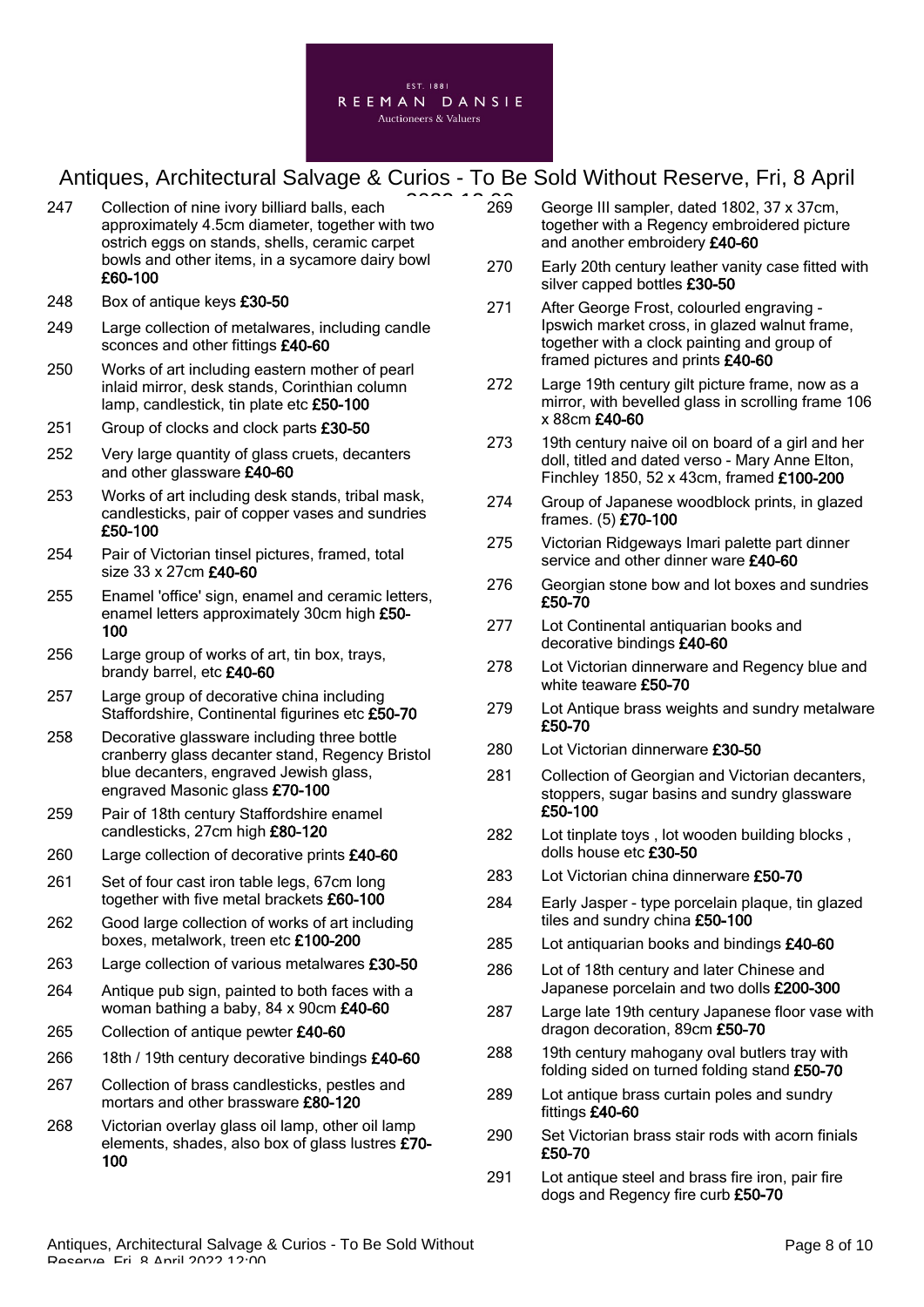EST. 1881
REEMAN DANSIE
Auctioneers & Valuers

# Antiques, Architectural Salvage & Curios - To Be Sold Without Reserve, Fri, 8 April 2022 12:00

247 Collection of nine ivory billiard balls, each approximately 4.5cm diameter, together with two ostrich eggs on stands, shells, ceramic carpet bowls and other items, in a sycamore dairy bowl **£60-100**

248 Box of antique keys **£30-50**

249 Large collection of metalwares, including candle sconces and other fittings **£40-60**

250 Works of art including eastern mother of pearl inlaid mirror, desk stands, Corinthian column lamp, candlestick, tin plate etc **£50-100**

251 Group of clocks and clock parts **£30-50**

252 Very large quantity of glass cruets, decanters and other glassware **£40-60**

253 Works of art including desk stands, tribal mask, candlesticks, pair of copper vases and sundries **£50-100**

254 Pair of Victorian tinsel pictures, framed, total size 33 x 27cm **£40-60**

255 Enamel 'office' sign, enamel and ceramic letters, enamel letters approximately 30cm high **£50-100**

256 Large group of works of art, tin box, trays, brandy barrel, etc **£40-60**

257 Large group of decorative china including Staffordshire, Continental figurines etc **£50-70**

258 Decorative glassware including three bottle cranberry glass decanter stand, Regency Bristol blue decanters, engraved Jewish glass, engraved Masonic glass **£70-100**

259 Pair of 18th century Staffordshire enamel candlesticks, 27cm high **£80-120**

260 Large collection of decorative prints **£40-60**

261 Set of four cast iron table legs, 67cm long together with five metal brackets **£60-100**

262 Good large collection of works of art including boxes, metalwork, treen etc **£100-200**

263 Large collection of various metalwares **£30-50**

264 Antique pub sign, painted to both faces with a woman bathing a baby, 84 x 90cm **£40-60**

265 Collection of antique pewter **£40-60**

266 18th / 19th century decorative bindings **£40-60**

267 Collection of brass candlesticks, pestles and mortars and other brassware **£80-120**

268 Victorian overlay glass oil lamp, other oil lamp elements, shades, also box of glass lustres **£70-100**

269 George III sampler, dated 1802, 37 x 37cm, together with a Regency embroidered picture and another embroidery **£40-60**

270 Early 20th century leather vanity case fitted with silver capped bottles **£30-50**

271 After George Frost, colourled engraving - Ipswich market cross, in glazed walnut frame, together with a clock painting and group of framed pictures and prints **£40-60**

272 Large 19th century gilt picture frame, now as a mirror, with bevelled glass in scrolling frame 106 x 88cm **£40-60**

273 19th century naive oil on board of a girl and her doll, titled and dated verso - Mary Anne Elton, Finchley 1850, 52 x 43cm, framed **£100-200**

274 Group of Japanese woodblock prints, in glazed frames. (5) **£70-100**

275 Victorian Ridgeways Imari palette part dinner service and other dinner ware **£40-60**

276 Georgian stone bow and lot boxes and sundries **£50-70**

277 Lot Continental antiquarian books and decorative bindings **£40-60**

278 Lot Victorian dinnerware and Regency blue and white teaware **£50-70**

279 Lot Antique brass weights and sundry metalware **£50-70**

280 Lot Victorian dinnerware **£30-50**

281 Collection of Georgian and Victorian decanters, stoppers, sugar basins and sundry glassware **£50-100**

282 Lot tinplate toys , lot wooden building blocks , dolls house etc **£30-50**

283 Lot Victorian china dinnerware **£50-70**

284 Early Jasper - type porcelain plaque, tin glazed tiles and sundry china **£50-100**

285 Lot antiquarian books and bindings **£40-60**

286 Lot of 18th century and later Chinese and Japanese porcelain and two dolls **£200-300**

287 Large late 19th century Japanese floor vase with dragon decoration, 89cm **£50-70**

288 19th century mahogany oval butlers tray with folding sided on turned folding stand **£50-70**

289 Lot antique brass curtain poles and sundry fittings **£40-60**

290 Set Victorian brass stair rods with acorn finials **£50-70**

291 Lot antique steel and brass fire iron, pair fire dogs and Regency fire curb **£50-70**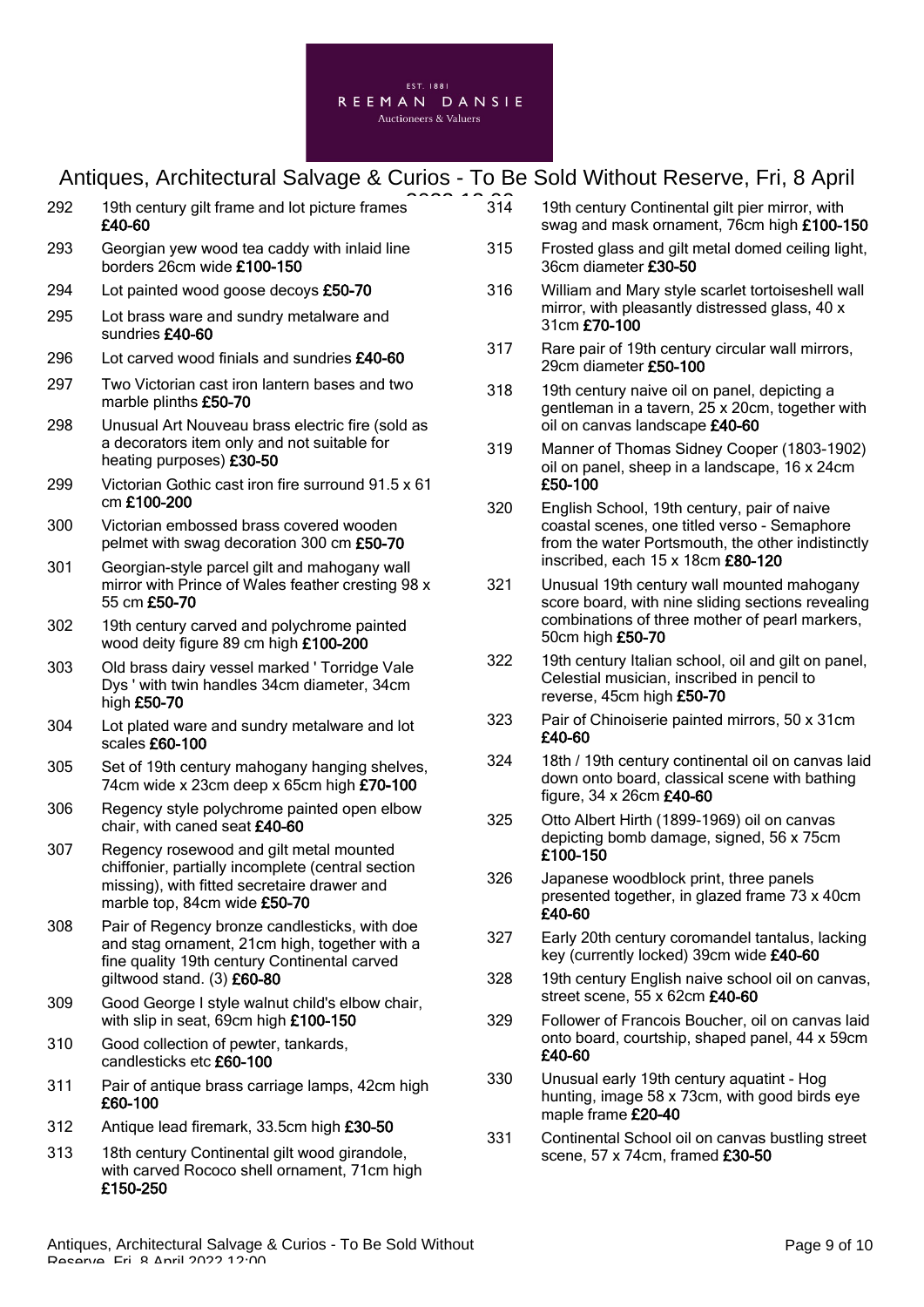292 19th century gilt frame and lot picture frames **£40-60**

293 Georgian yew wood tea caddy with inlaid line borders 26cm wide **£100-150**

294 Lot painted wood goose decoys **£50-70**

295 Lot brass ware and sundry metalware and sundries **£40-60**

296 Lot carved wood finials and sundries **£40-60**

297 Two Victorian cast iron lantern bases and two marble plinths **£50-70**

298 Unusual Art Nouveau brass electric fire (sold as a decorators item only and not suitable for heating purposes) **£30-50**

299 Victorian Gothic cast iron fire surround 91.5 x 61 cm **£100-200**

300 Victorian embossed brass covered wooden pelmet with swag decoration 300 cm **£50-70**

301 Georgian-style parcel gilt and mahogany wall mirror with Prince of Wales feather cresting 98 x 55 cm **£50-70**

302 19th century carved and polychrome painted wood deity figure 89 cm high **£100-200**

303 Old brass dairy vessel marked ' Torridge Vale Dys ' with twin handles 34cm diameter, 34cm high **£50-70**

304 Lot plated ware and sundry metalware and lot scales **£60-100**

305 Set of 19th century mahogany hanging shelves, 74cm wide x 23cm deep x 65cm high **£70-100**

306 Regency style polychrome painted open elbow chair, with caned seat **£40-60**

307 Regency rosewood and gilt metal mounted chiffonier, partially incomplete (central section missing), with fitted secretaire drawer and marble top, 84cm wide **£50-70**

308 Pair of Regency bronze candlesticks, with doe and stag ornament, 21cm high, together with a fine quality 19th century Continental carved giltwood stand. (3) **£60-80**

309 Good George I style walnut child's elbow chair, with slip in seat, 69cm high **£100-150**

310 Good collection of pewter, tankards, candlesticks etc **£60-100**

311 Pair of antique brass carriage lamps, 42cm high **£60-100**

312 Antique lead firemark, 33.5cm high **£30-50**

313 18th century Continental gilt wood girandole, with carved Rococo shell ornament, 71cm high **£150-250**

314 19th century Continental gilt pier mirror, with swag and mask ornament, 76cm high **£100-150**

315 Frosted glass and gilt metal domed ceiling light, 36cm diameter **£30-50**

316 William and Mary style scarlet tortoiseshell wall mirror, with pleasantly distressed glass, 40 x 31cm **£70-100**

317 Rare pair of 19th century circular wall mirrors, 29cm diameter **£50-100**

318 19th century naive oil on panel, depicting a gentleman in a tavern, 25 x 20cm, together with oil on canvas landscape **£40-60**

319 Manner of Thomas Sidney Cooper (1803-1902) oil on panel, sheep in a landscape, 16 x 24cm **£50-100**

320 English School, 19th century, pair of naive coastal scenes, one titled verso - Semaphore from the water Portsmouth, the other indistinctly inscribed, each 15 x 18cm **£80-120**

321 Unusual 19th century wall mounted mahogany score board, with nine sliding sections revealing combinations of three mother of pearl markers, 50cm high **£50-70**

322 19th century Italian school, oil and gilt on panel, Celestial musician, inscribed in pencil to reverse, 45cm high **£50-70**

323 Pair of Chinoiserie painted mirrors, 50 x 31cm **£40-60**

324 18th / 19th century continental oil on canvas laid down onto board, classical scene with bathing figure, 34 x 26cm **£40-60**

325 Otto Albert Hirth (1899-1969) oil on canvas depicting bomb damage, signed, 56 x 75cm **£100-150**

326 Japanese woodblock print, three panels presented together, in glazed frame 73 x 40cm **£40-60**

327 Early 20th century coromandel tantalus, lacking key (currently locked) 39cm wide **£40-60**

328 19th century English naive school oil on canvas, street scene, 55 x 62cm **£40-60**

329 Follower of Francois Boucher, oil on canvas laid onto board, courtship, shaped panel, 44 x 59cm **£40-60**

330 Unusual early 19th century aquatint - Hog hunting, image 58 x 73cm, with good birds eye maple frame **£20-40**

331 Continental School oil on canvas bustling street scene, 57 x 74cm, framed **£30-50**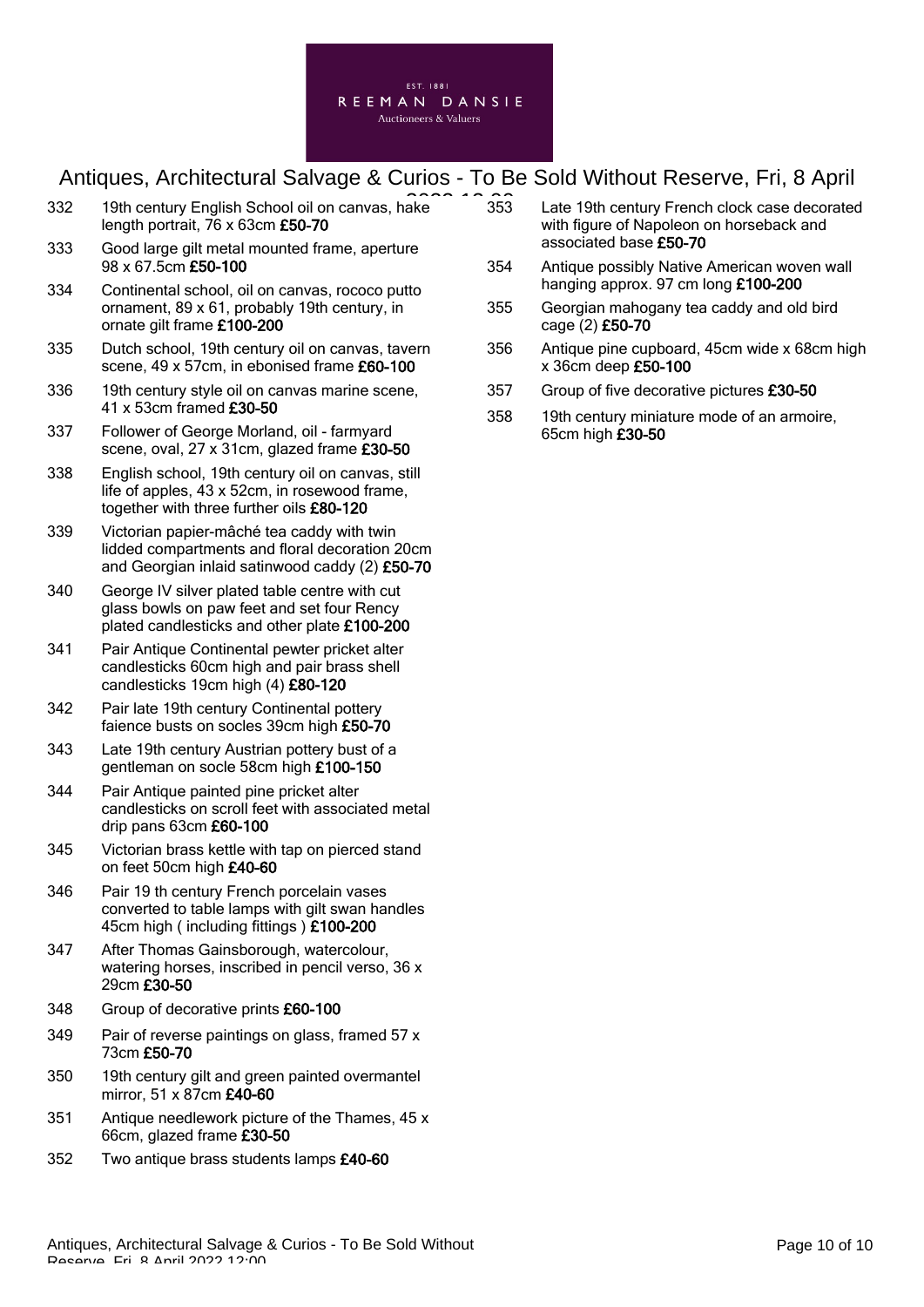# Antiques, Architectural Salvage & Curios - To Be Sold Without Reserve, Fri, 8 April 2022 12:00

332 19th century English School oil on canvas, hake length portrait, 76 x 63cm **£50-70**

333 Good large gilt metal mounted frame, aperture 98 x 67.5cm **£50-100**

334 Continental school, oil on canvas, rococo putto ornament, 89 x 61, probably 19th century, in ornate gilt frame **£100-200**

335 Dutch school, 19th century oil on canvas, tavern scene, 49 x 57cm, in ebonised frame **£60-100**

336 19th century style oil on canvas marine scene, 41 x 53cm framed **£30-50**

337 Follower of George Morland, oil - farmyard scene, oval, 27 x 31cm, glazed frame **£30-50**

338 English school, 19th century oil on canvas, still life of apples, 43 x 52cm, in rosewood frame, together with three further oils **£80-120**

339 Victorian papier-mâché tea caddy with twin lidded compartments and floral decoration 20cm and Georgian inlaid satinwood caddy (2) **£50-70**

340 George IV silver plated table centre with cut glass bowls on paw feet and set four Rency plated candlesticks and other plate **£100-200**

341 Pair Antique Continental pewter pricket alter candlesticks 60cm high and pair brass shell candlesticks 19cm high (4) **£80-120**

342 Pair late 19th century Continental pottery faience busts on socles 39cm high **£50-70**

343 Late 19th century Austrian pottery bust of a gentleman on socle 58cm high **£100-150**

344 Pair Antique painted pine pricket alter candlesticks on scroll feet with associated metal drip pans 63cm **£60-100**

345 Victorian brass kettle with tap on pierced stand on feet 50cm high **£40-60**

346 Pair 19 th century French porcelain vases converted to table lamps with gilt swan handles 45cm high ( including fittings ) **£100-200**

347 After Thomas Gainsborough, watercolour, watering horses, inscribed in pencil verso, 36 x 29cm **£30-50**

348 Group of decorative prints **£60-100**

349 Pair of reverse paintings on glass, framed 57 x 73cm **£50-70**

350 19th century gilt and green painted overmantel mirror, 51 x 87cm **£40-60**

351 Antique needlework picture of the Thames, 45 x 66cm, glazed frame **£30-50**

352 Two antique brass students lamps **£40-60**

353 Late 19th century French clock case decorated with figure of Napoleon on horseback and associated base **£50-70**

354 Antique possibly Native American woven wall hanging approx. 97 cm long **£100-200**

355 Georgian mahogany tea caddy and old bird cage (2) **£50-70**

356 Antique pine cupboard, 45cm wide x 68cm high x 36cm deep **£50-100**

357 Group of five decorative pictures **£30-50**

358 19th century miniature mode of an armoire, 65cm high **£30-50**